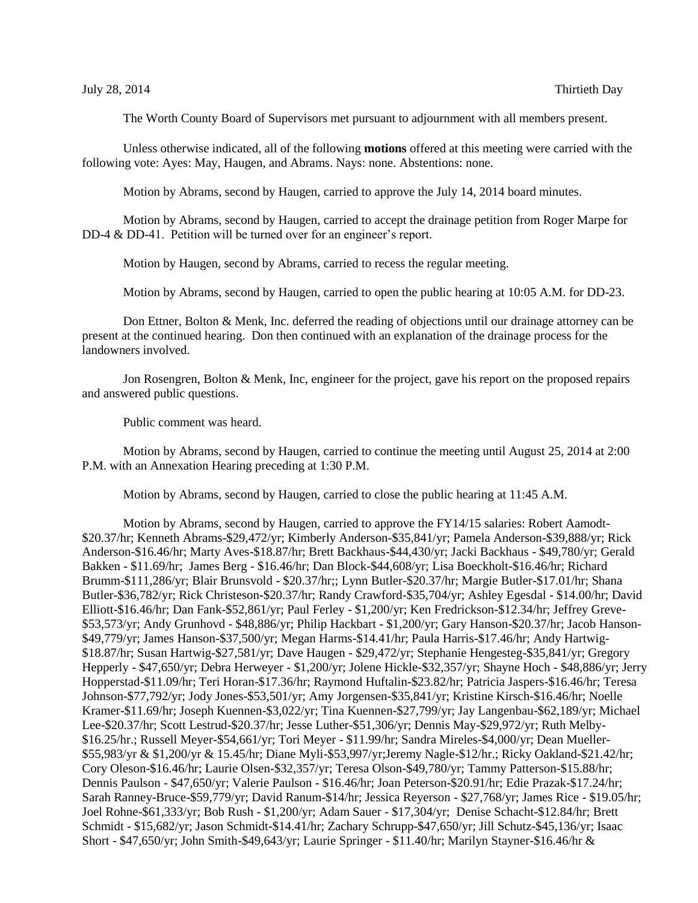July 28, 2014 Thirtieth Day

The Worth County Board of Supervisors met pursuant to adjournment with all members present.

Unless otherwise indicated, all of the following **motions** offered at this meeting were carried with the following vote: Ayes: May, Haugen, and Abrams. Nays: none. Abstentions: none.

Motion by Abrams, second by Haugen, carried to approve the July 14, 2014 board minutes.

Motion by Abrams, second by Haugen, carried to accept the drainage petition from Roger Marpe for DD-4 & DD-41. Petition will be turned over for an engineer's report.

Motion by Haugen, second by Abrams, carried to recess the regular meeting.

Motion by Abrams, second by Haugen, carried to open the public hearing at 10:05 A.M. for DD-23.

Don Ettner, Bolton & Menk, Inc. deferred the reading of objections until our drainage attorney can be present at the continued hearing. Don then continued with an explanation of the drainage process for the landowners involved.

Jon Rosengren, Bolton & Menk, Inc, engineer for the project, gave his report on the proposed repairs and answered public questions.

Public comment was heard.

Motion by Abrams, second by Haugen, carried to continue the meeting until August 25, 2014 at 2:00 P.M. with an Annexation Hearing preceding at 1:30 P.M.

Motion by Abrams, second by Haugen, carried to close the public hearing at 11:45 A.M.

Motion by Abrams, second by Haugen, carried to approve the FY14/15 salaries: Robert Aamodt-$20.37/hr; Kenneth Abrams-$29,472/yr; Kimberly Anderson-$35,841/yr; Pamela Anderson-$39,888/yr; Rick Anderson-$16.46/hr; Marty Aves-$18.87/hr; Brett Backhaus-$44,430/yr; Jacki Backhaus - $49,780/yr; Gerald Bakken - $11.69/hr; James Berg - $16.46/hr; Dan Block-$44,608/yr; Lisa Boeckholt-$16.46/hr; Richard Brumm-$111,286/yr; Blair Brunsvold - $20.37/hr;; Lynn Butler-$20.37/hr; Margie Butler-$17.01/hr; Shana Butler-$36,782/yr; Rick Christeson-$20.37/hr; Randy Crawford-$35,704/yr; Ashley Egesdal - $14.00/hr; David Elliott-$16.46/hr; Dan Fank-$52,861/yr; Paul Ferley - $1,200/yr; Ken Fredrickson-$12.34/hr; Jeffrey Greve-$53,573/yr; Andy Grunhovd - $48,886/yr; Philip Hackbart - $1,200/yr; Gary Hanson-$20.37/hr; Jacob Hanson-$49,779/yr; James Hanson-$37,500/yr; Megan Harms-$14.41/hr; Paula Harris-$17.46/hr; Andy Hartwig-$18.87/hr; Susan Hartwig-$27,581/yr; Dave Haugen - $29,472/yr; Stephanie Hengesteg-$35,841/yr; Gregory Hepperly - $47,650/yr; Debra Herweyer - $1,200/yr; Jolene Hickle-$32,357/yr; Shayne Hoch - $48,886/yr; Jerry Hopperstad-$11.09/hr; Teri Horan-$17.36/hr; Raymond Huftalin-$23.82/hr; Patricia Jaspers-$16.46/hr; Teresa Johnson-$77,792/yr; Jody Jones-$53,501/yr; Amy Jorgensen-$35,841/yr; Kristine Kirsch-$16.46/hr; Noelle Kramer-$11.69/hr; Joseph Kuennen-$3,022/yr; Tina Kuennen-$27,799/yr; Jay Langenbau-$62,189/yr; Michael Lee-$20.37/hr; Scott Lestrud-$20.37/hr; Jesse Luther-$51,306/yr; Dennis May-$29,972/yr; Ruth Melby-$16.25/hr.; Russell Meyer-$54,661/yr; Tori Meyer - $11.99/hr; Sandra Mireles-$4,000/yr; Dean Mueller-$55,983/yr & $1,200/yr & 15.45/hr; Diane Myli-$53,997/yr;Jeremy Nagle-$12/hr.; Ricky Oakland-$21.42/hr; Cory Oleson-$16.46/hr; Laurie Olsen-$32,357/yr; Teresa Olson-$49,780/yr; Tammy Patterson-$15.88/hr; Dennis Paulson - $47,650/yr; Valerie Paulson - $16.46/hr; Joan Peterson-$20.91/hr; Edie Prazak-$17.24/hr; Sarah Ranney-Bruce-$59,779/yr; David Ranum-$14/hr; Jessica Reyerson - $27,768/yr; James Rice - $19.05/hr; Joel Rohne-$61,333/yr; Bob Rush - $1,200/yr; Adam Sauer - $17,304/yr; Denise Schacht-$12.84/hr; Brett Schmidt - $15,682/yr; Jason Schmidt-$14.41/hr; Zachary Schrupp-$47,650/yr; Jill Schutz-$45,136/yr; Isaac Short - $47,650/yr; John Smith-$49,643/yr; Laurie Springer - $11.40/hr; Marilyn Stayner-$16.46/hr &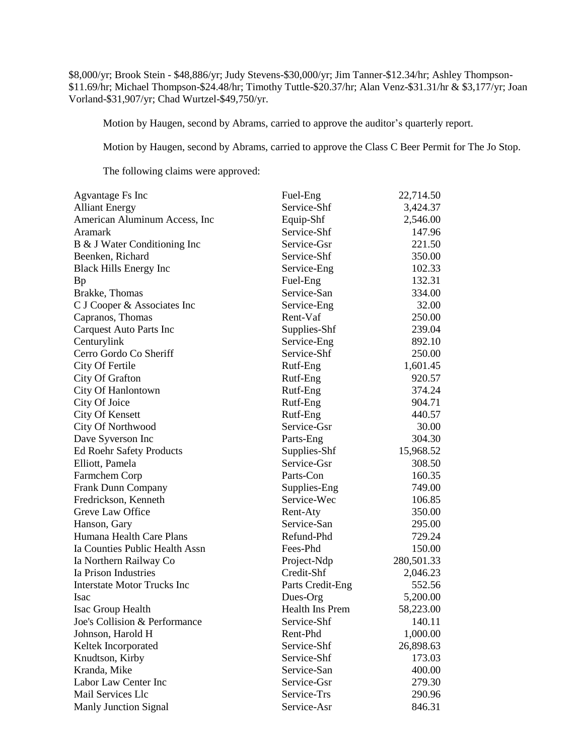$8,000/yr; Brook Stein - $48,886/yr; Judy Stevens-$30,000/yr; Jim Tanner-$12.34/hr; Ashley Thompson-$11.69/hr; Michael Thompson-$24.48/hr; Timothy Tuttle-$20.37/hr; Alan Venz-$31.31/hr & $3,177/yr; Joan Vorland-$31,907/yr; Chad Wurtzel-$49,750/yr.

Motion by Haugen, second by Abrams, carried to approve the auditor's quarterly report.

Motion by Haugen, second by Abrams, carried to approve the Class C Beer Permit for The Jo Stop.

The following claims were approved:

| | | |
|---|---|---|
| Agvantage Fs Inc | Fuel-Eng | 22,714.50 |
| Alliant Energy | Service-Shf | 3,424.37 |
| American Aluminum Access, Inc | Equip-Shf | 2,546.00 |
| Aramark | Service-Shf | 147.96 |
| B & J Water Conditioning Inc | Service-Gsr | 221.50 |
| Beenken, Richard | Service-Shf | 350.00 |
| Black Hills Energy Inc | Service-Eng | 102.33 |
| Bp | Fuel-Eng | 132.31 |
| Brakke, Thomas | Service-San | 334.00 |
| C J Cooper & Associates Inc | Service-Eng | 32.00 |
| Capranos, Thomas | Rent-Vaf | 250.00 |
| Carquest Auto Parts Inc | Supplies-Shf | 239.04 |
| Centurylink | Service-Eng | 892.10 |
| Cerro Gordo Co Sheriff | Service-Shf | 250.00 |
| City Of Fertile | Rutf-Eng | 1,601.45 |
| City Of Grafton | Rutf-Eng | 920.57 |
| City Of Hanlontown | Rutf-Eng | 374.24 |
| City Of Joice | Rutf-Eng | 904.71 |
| City Of Kensett | Rutf-Eng | 440.57 |
| City Of Northwood | Service-Gsr | 30.00 |
| Dave Syverson Inc | Parts-Eng | 304.30 |
| Ed Roehr Safety Products | Supplies-Shf | 15,968.52 |
| Elliott, Pamela | Service-Gsr | 308.50 |
| Farmchem Corp | Parts-Con | 160.35 |
| Frank Dunn Company | Supplies-Eng | 749.00 |
| Fredrickson, Kenneth | Service-Wec | 106.85 |
| Greve Law Office | Rent-Aty | 350.00 |
| Hanson, Gary | Service-San | 295.00 |
| Humana Health Care Plans | Refund-Phd | 729.24 |
| Ia Counties Public Health Assn | Fees-Phd | 150.00 |
| Ia Northern Railway Co | Project-Ndp | 280,501.33 |
| Ia Prison Industries | Credit-Shf | 2,046.23 |
| Interstate Motor Trucks Inc | Parts Credit-Eng | 552.56 |
| Isac | Dues-Org | 5,200.00 |
| Isac Group Health | Health Ins Prem | 58,223.00 |
| Joe's Collision & Performance | Service-Shf | 140.11 |
| Johnson, Harold H | Rent-Phd | 1,000.00 |
| Keltek Incorporated | Service-Shf | 26,898.63 |
| Knudtson, Kirby | Service-Shf | 173.03 |
| Kranda, Mike | Service-San | 400.00 |
| Labor Law Center Inc | Service-Gsr | 279.30 |
| Mail Services Llc | Service-Trs | 290.96 |
| Manly Junction Signal | Service-Asr | 846.31 |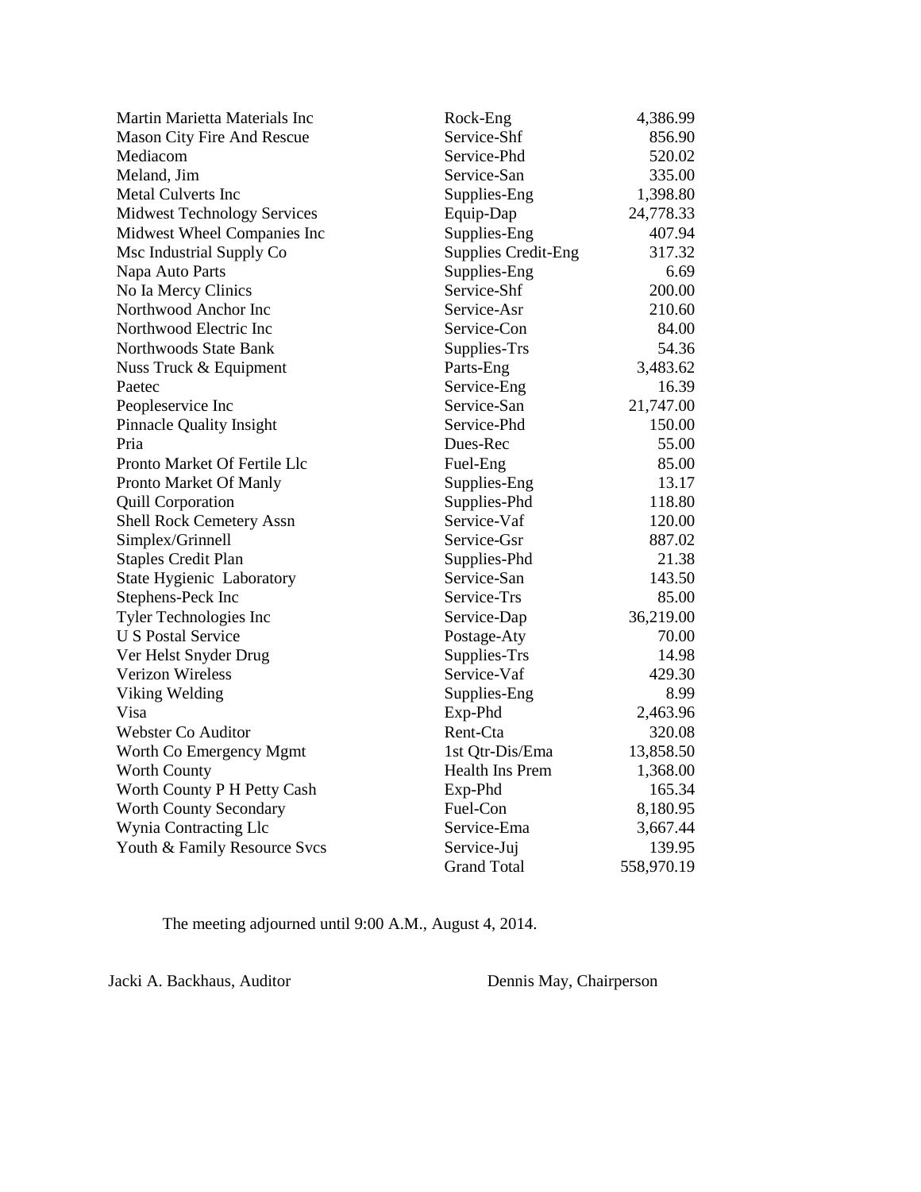| | | |
|---|---|---|
| Martin Marietta Materials Inc | Rock-Eng | 4,386.99 |
| Mason City Fire And Rescue | Service-Shf | 856.90 |
| Mediacom | Service-Phd | 520.02 |
| Meland, Jim | Service-San | 335.00 |
| Metal Culverts Inc | Supplies-Eng | 1,398.80 |
| Midwest Technology Services | Equip-Dap | 24,778.33 |
| Midwest Wheel Companies Inc | Supplies-Eng | 407.94 |
| Msc Industrial Supply Co | Supplies Credit-Eng | 317.32 |
| Napa Auto Parts | Supplies-Eng | 6.69 |
| No Ia Mercy Clinics | Service-Shf | 200.00 |
| Northwood Anchor Inc | Service-Asr | 210.60 |
| Northwood Electric Inc | Service-Con | 84.00 |
| Northwoods State Bank | Supplies-Trs | 54.36 |
| Nuss Truck & Equipment | Parts-Eng | 3,483.62 |
| Paetec | Service-Eng | 16.39 |
| Peopleservice Inc | Service-San | 21,747.00 |
| Pinnacle Quality Insight | Service-Phd | 150.00 |
| Pria | Dues-Rec | 55.00 |
| Pronto Market Of Fertile Llc | Fuel-Eng | 85.00 |
| Pronto Market Of Manly | Supplies-Eng | 13.17 |
| Quill Corporation | Supplies-Phd | 118.80 |
| Shell Rock Cemetery Assn | Service-Vaf | 120.00 |
| Simplex/Grinnell | Service-Gsr | 887.02 |
| Staples Credit Plan | Supplies-Phd | 21.38 |
| State Hygienic Laboratory | Service-San | 143.50 |
| Stephens-Peck Inc | Service-Trs | 85.00 |
| Tyler Technologies Inc | Service-Dap | 36,219.00 |
| U S Postal Service | Postage-Aty | 70.00 |
| Ver Helst Snyder Drug | Supplies-Trs | 14.98 |
| Verizon Wireless | Service-Vaf | 429.30 |
| Viking Welding | Supplies-Eng | 8.99 |
| Visa | Exp-Phd | 2,463.96 |
| Webster Co Auditor | Rent-Cta | 320.08 |
| Worth Co Emergency Mgmt | 1st Qtr-Dis/Ema | 13,858.50 |
| Worth County | Health Ins Prem | 1,368.00 |
| Worth County P H Petty Cash | Exp-Phd | 165.34 |
| Worth County Secondary | Fuel-Con | 8,180.95 |
| Wynia Contracting Llc | Service-Ema | 3,667.44 |
| Youth & Family Resource Svcs | Service-Juj | 139.95 |
| | Grand Total | 558,970.19 |

The meeting adjourned until 9:00 A.M., August 4, 2014.

Jacki A. Backhaus, Auditor　　　　Dennis May, Chairperson